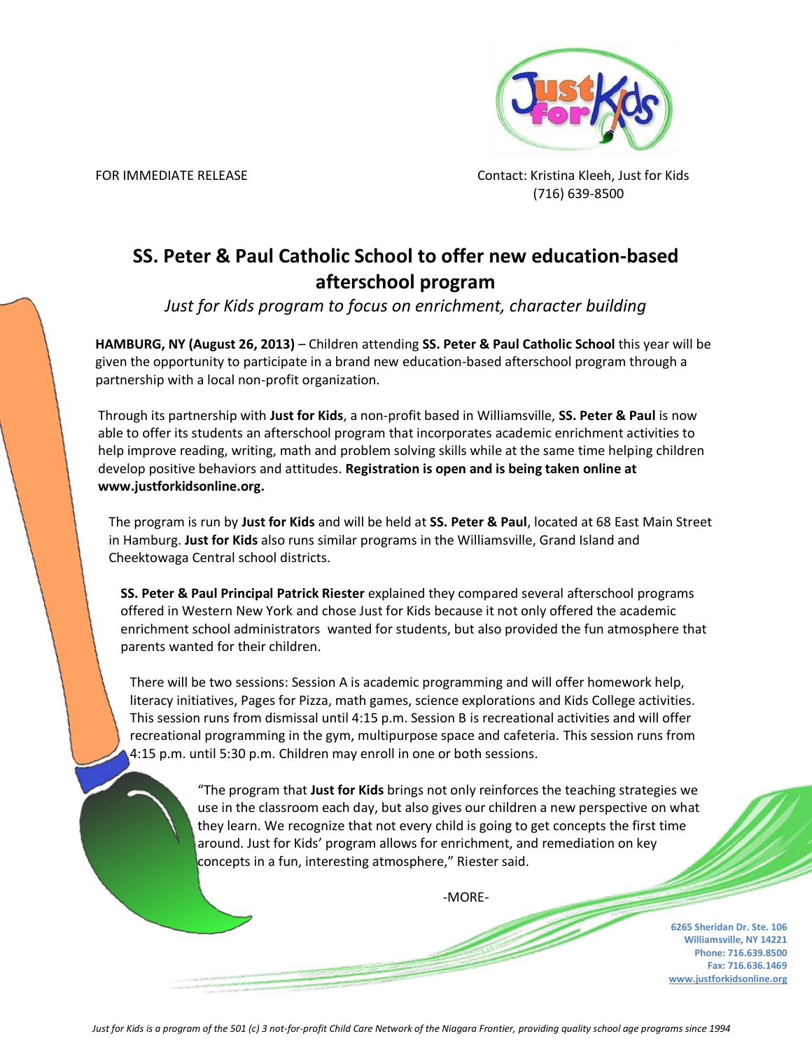FOR IMMEDIATE RELEASE

Contact: Kristina Kleeh, Just for Kids
(716) 639-8500

# SS. Peter & Paul Catholic School to offer new education-based afterschool program

*Just for Kids program to focus on enrichment, character building*

**HAMBURG, NY (August 26, 2013)** – Children attending **SS. Peter & Paul Catholic School** this year will be given the opportunity to participate in a brand new education-based afterschool program through a partnership with a local non-profit organization.

Through its partnership with **Just for Kids**, a non-profit based in Williamsville, **SS. Peter & Paul** is now able to offer its students an afterschool program that incorporates academic enrichment activities to help improve reading, writing, math and problem solving skills while at the same time helping children develop positive behaviors and attitudes. **Registration is open and is being taken online at www.justforkidsonline.org.**

The program is run by **Just for Kids** and will be held at **SS. Peter & Paul**, located at 68 East Main Street in Hamburg. **Just for Kids** also runs similar programs in the Williamsville, Grand Island and Cheektowaga Central school districts.

**SS. Peter & Paul Principal Patrick Riester** explained they compared several afterschool programs offered in Western New York and chose Just for Kids because it not only offered the academic enrichment school administrators wanted for students, but also provided the fun atmosphere that parents wanted for their children.

There will be two sessions: Session A is academic programming and will offer homework help, literacy initiatives, Pages for Pizza, math games, science explorations and Kids College activities. This session runs from dismissal until 4:15 p.m. Session B is recreational activities and will offer recreational programming in the gym, multipurpose space and cafeteria. This session runs from 4:15 p.m. until 5:30 p.m. Children may enroll in one or both sessions.

"The program that **Just for Kids** brings not only reinforces the teaching strategies we use in the classroom each day, but also gives our children a new perspective on what they learn. We recognize that not every child is going to get concepts the first time around. Just for Kids' program allows for enrichment, and remediation on key concepts in a fun, interesting atmosphere," Riester said.

-MORE-

6265 Sheridan Dr. Ste. 106
Williamsville, NY 14221
Phone: 716.639.8500
Fax: 716.636.1469
www.justforkidsonline.org

*Just for Kids is a program of the 501 (c) 3 not-for-profit Child Care Network of the Niagara Frontier, providing quality school age programs since 1994*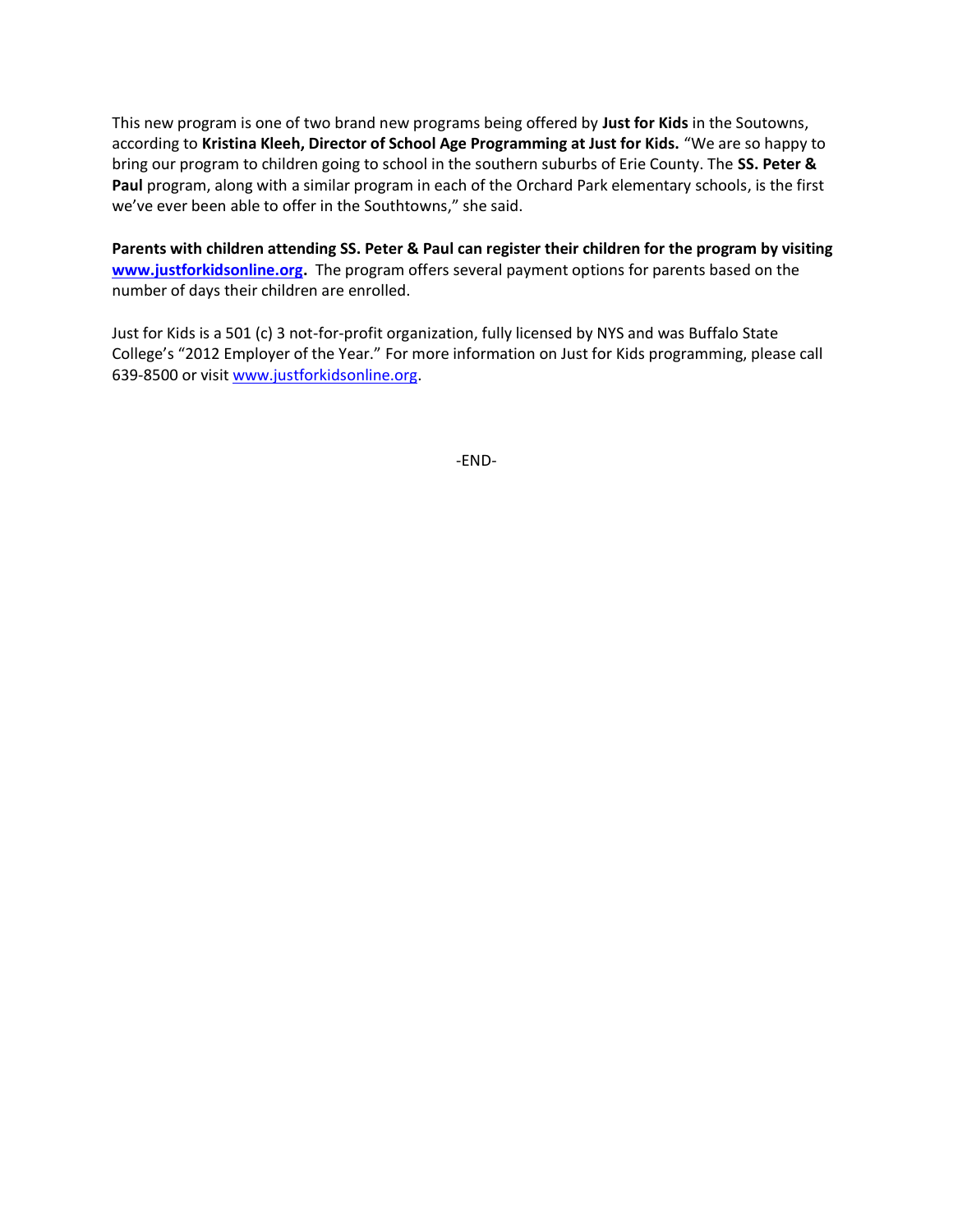This new program is one of two brand new programs being offered by **Just for Kids** in the Soutowns, according to **Kristina Kleeh, Director of School Age Programming at Just for Kids.** "We are so happy to bring our program to children going to school in the southern suburbs of Erie County. The **SS. Peter & Paul** program, along with a similar program in each of the Orchard Park elementary schools, is the first we've ever been able to offer in the Southtowns," she said.

**Parents with children attending SS. Peter & Paul can register their children for the program by visiting [www.justforkidsonline.org](http://www.justforkidsonline.org).** The program offers several payment options for parents based on the number of days their children are enrolled.

Just for Kids is a 501 (c) 3 not-for-profit organization, fully licensed by NYS and was Buffalo State College's "2012 Employer of the Year." For more information on Just for Kids programming, please call 639-8500 or visit [www.justforkidsonline.org](http://www.justforkidsonline.org).

-END-